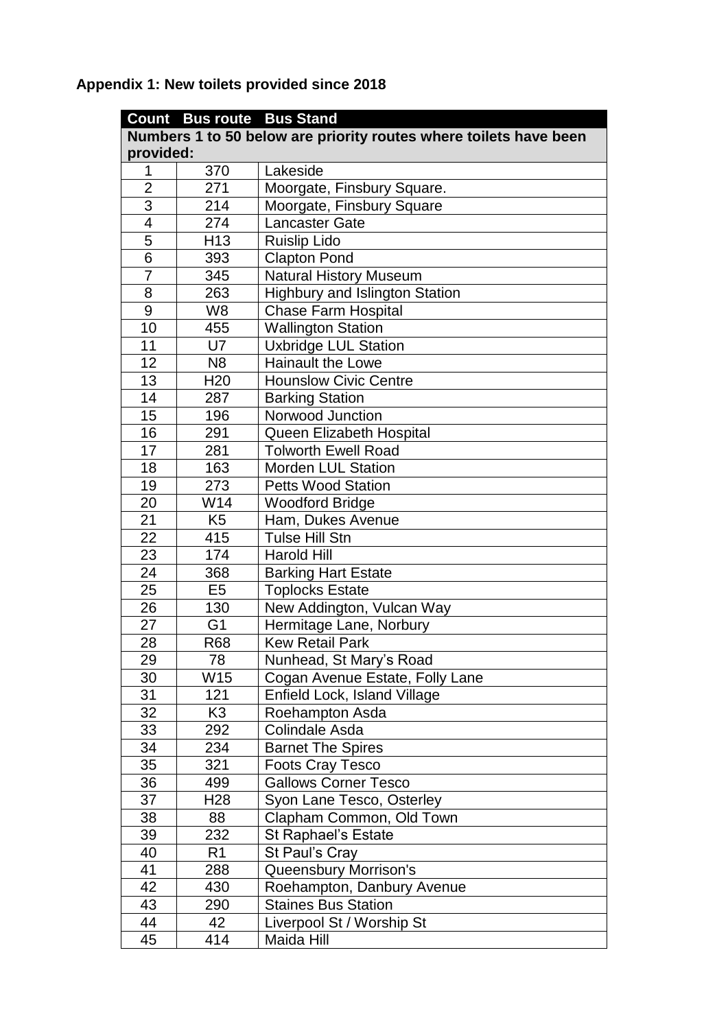**Appendix 1: New toilets provided since 2018**

| Count | Bus route | Bus Stand |
|---|---|---|
| **Numbers 1 to 50 below are priority routes where toilets have been provided:** | | |
| 1 | 370 | Lakeside |
| 2 | 271 | Moorgate, Finsbury Square. |
| 3 | 214 | Moorgate, Finsbury Square |
| 4 | 274 | Lancaster Gate |
| 5 | H13 | Ruislip Lido |
| 6 | 393 | Clapton Pond |
| 7 | 345 | Natural History Museum |
| 8 | 263 | Highbury and Islington Station |
| 9 | W8 | Chase Farm Hospital |
| 10 | 455 | Wallington Station |
| 11 | U7 | Uxbridge LUL Station |
| 12 | N8 | Hainault the Lowe |
| 13 | H20 | Hounslow Civic Centre |
| 14 | 287 | Barking Station |
| 15 | 196 | Norwood Junction |
| 16 | 291 | Queen Elizabeth Hospital |
| 17 | 281 | Tolworth Ewell Road |
| 18 | 163 | Morden LUL Station |
| 19 | 273 | Petts Wood Station |
| 20 | W14 | Woodford Bridge |
| 21 | K5 | Ham, Dukes Avenue |
| 22 | 415 | Tulse Hill Stn |
| 23 | 174 | Harold Hill |
| 24 | 368 | Barking Hart Estate |
| 25 | E5 | Toplocks Estate |
| 26 | 130 | New Addington, Vulcan Way |
| 27 | G1 | Hermitage Lane, Norbury |
| 28 | R68 | Kew Retail Park |
| 29 | 78 | Nunhead, St Mary's Road |
| 30 | W15 | Cogan Avenue Estate, Folly Lane |
| 31 | 121 | Enfield Lock, Island Village |
| 32 | K3 | Roehampton Asda |
| 33 | 292 | Colindale Asda |
| 34 | 234 | Barnet The Spires |
| 35 | 321 | Foots Cray Tesco |
| 36 | 499 | Gallows Corner Tesco |
| 37 | H28 | Syon Lane Tesco, Osterley |
| 38 | 88 | Clapham Common, Old Town |
| 39 | 232 | St Raphael's Estate |
| 40 | R1 | St Paul's Cray |
| 41 | 288 | Queensbury Morrison's |
| 42 | 430 | Roehampton, Danbury Avenue |
| 43 | 290 | Staines Bus Station |
| 44 | 42 | Liverpool St / Worship St |
| 45 | 414 | Maida Hill |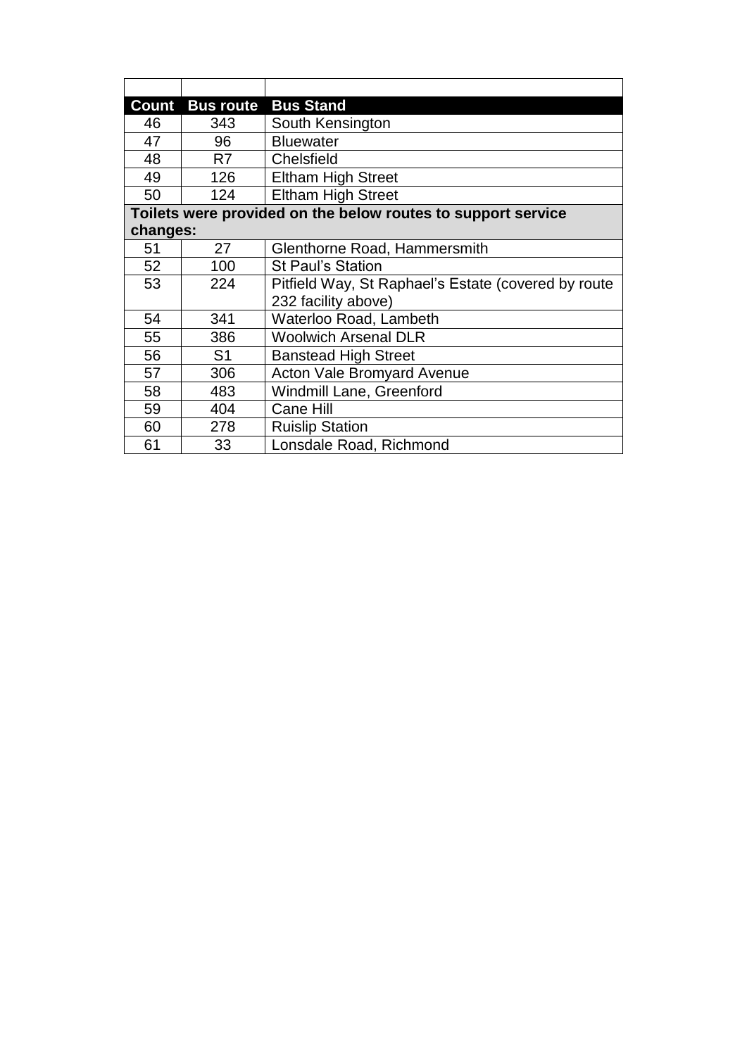| | | |
|---|---|---|
| **Count** | **Bus route** | **Bus Stand** |
| 46 | 343 | South Kensington |
| 47 | 96 | Bluewater |
| 48 | R7 | Chelsfield |
| 49 | 126 | Eltham High Street |
| 50 | 124 | Eltham High Street |
| **Toilets were provided on the below routes to support service changes:** | | |
| 51 | 27 | Glenthorne Road, Hammersmith |
| 52 | 100 | St Paul's Station |
| 53 | 224 | Pitfield Way, St Raphael's Estate (covered by route 232 facility above) |
| 54 | 341 | Waterloo Road, Lambeth |
| 55 | 386 | Woolwich Arsenal DLR |
| 56 | S1 | Banstead High Street |
| 57 | 306 | Acton Vale Bromyard Avenue |
| 58 | 483 | Windmill Lane, Greenford |
| 59 | 404 | Cane Hill |
| 60 | 278 | Ruislip Station |
| 61 | 33 | Lonsdale Road, Richmond |